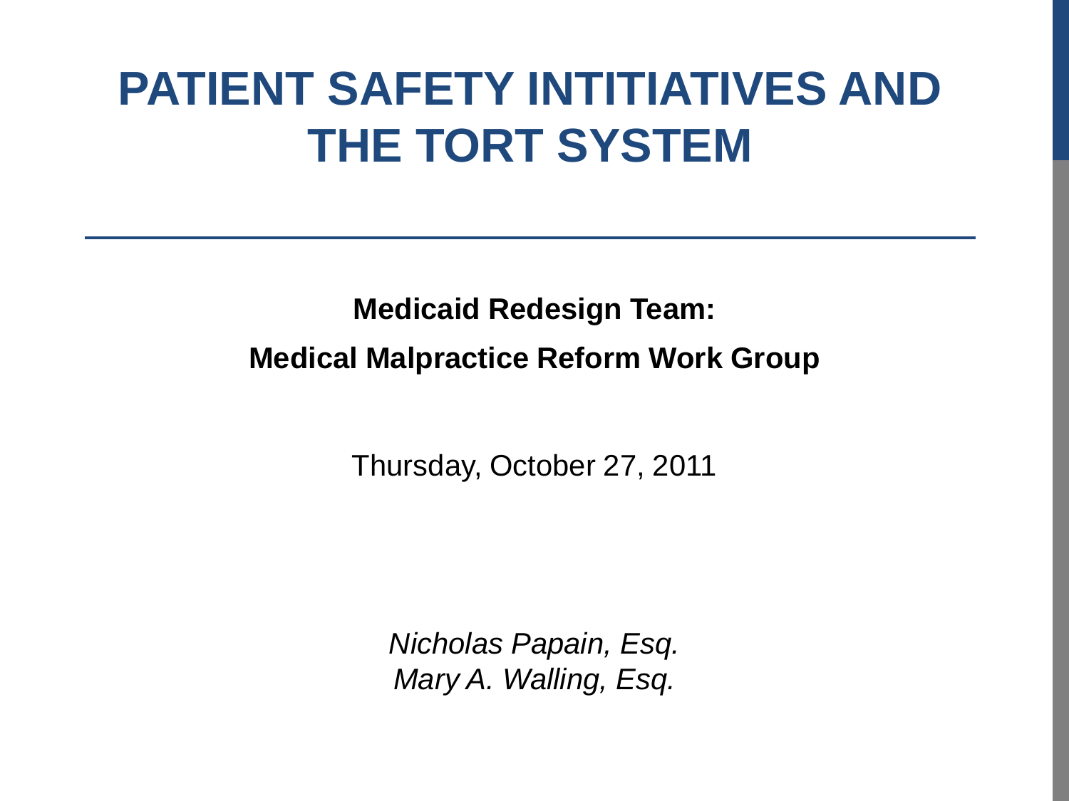# PATIENT SAFETY INTITIATIVES AND THE TORT SYSTEM

---

**Medicaid Redesign Team:**

**Medical Malpractice Reform Work Group**

Thursday, October 27, 2011

*Nicholas Papain, Esq.*
*Mary A. Walling, Esq.*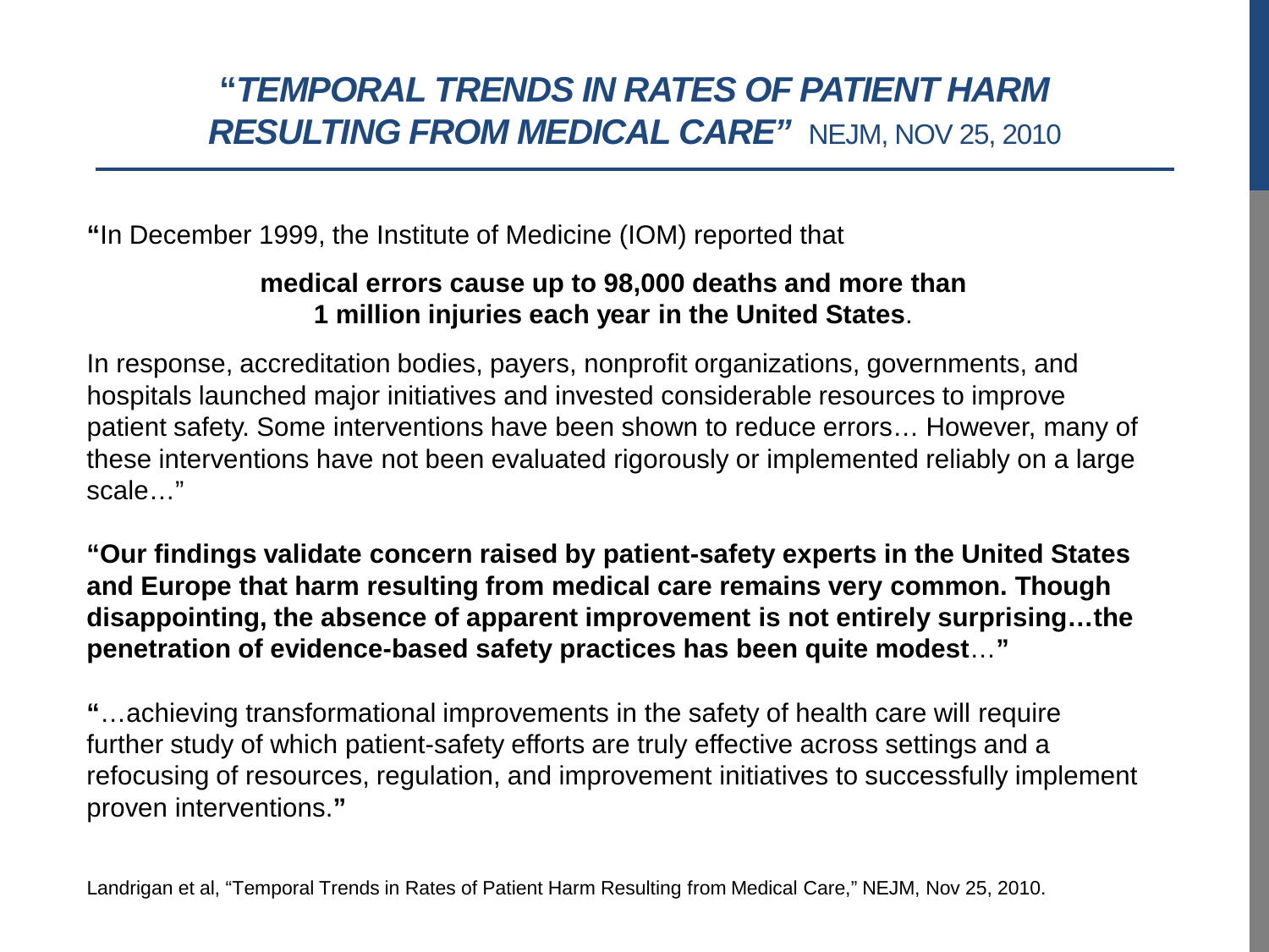# "*TEMPORAL TRENDS IN RATES OF PATIENT HARM RESULTING FROM MEDICAL CARE*" NEJM, NOV 25, 2010

**"**In December 1999, the Institute of Medicine (IOM) reported that

**medical errors cause up to 98,000 deaths and more than 1 million injuries each year in the United States**.

In response, accreditation bodies, payers, nonprofit organizations, governments, and hospitals launched major initiatives and invested considerable resources to improve patient safety. Some interventions have been shown to reduce errors… However, many of these interventions have not been evaluated rigorously or implemented reliably on a large scale…"

**"Our findings validate concern raised by patient-safety experts in the United States and Europe that harm resulting from medical care remains very common. Though disappointing, the absence of apparent improvement is not entirely surprising…the penetration of evidence-based safety practices has been quite modest**…**"**

**"**…achieving transformational improvements in the safety of health care will require further study of which patient-safety efforts are truly effective across settings and a refocusing of resources, regulation, and improvement initiatives to successfully implement proven interventions.**"**

Landrigan et al, "Temporal Trends in Rates of Patient Harm Resulting from Medical Care," NEJM, Nov 25, 2010.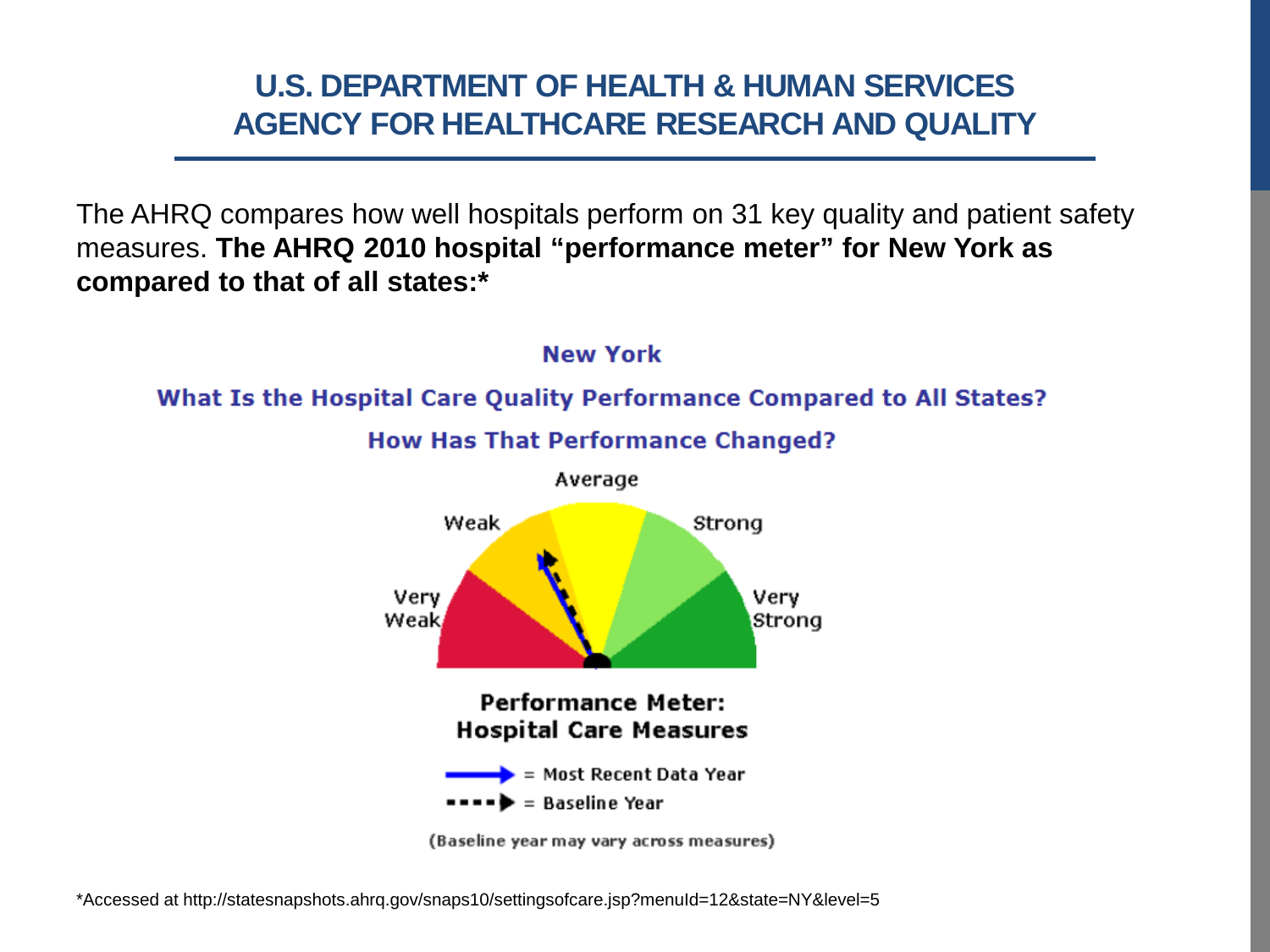# U.S. DEPARTMENT OF HEALTH & HUMAN SERVICES
# AGENCY FOR HEALTHCARE RESEARCH AND QUALITY

The AHRQ compares how well hospitals perform on 31 key quality and patient safety measures. **The AHRQ 2010 hospital "performance meter" for New York as compared to that of all states:***

**New York**

**What Is the Hospital Care Quality Performance Compared to All States?**

**How Has That Performance Changed?**

Average

Weak

Strong

Very Weak

Very Strong

**Performance Meter: Hospital Care Measures**

= Most Recent Data Year

= Baseline Year

(Baseline year may vary across measures)

*Accessed at http://statesnapshots.ahrq.gov/snaps10/settingsofcare.jsp?menuId=12&state=NY&level=5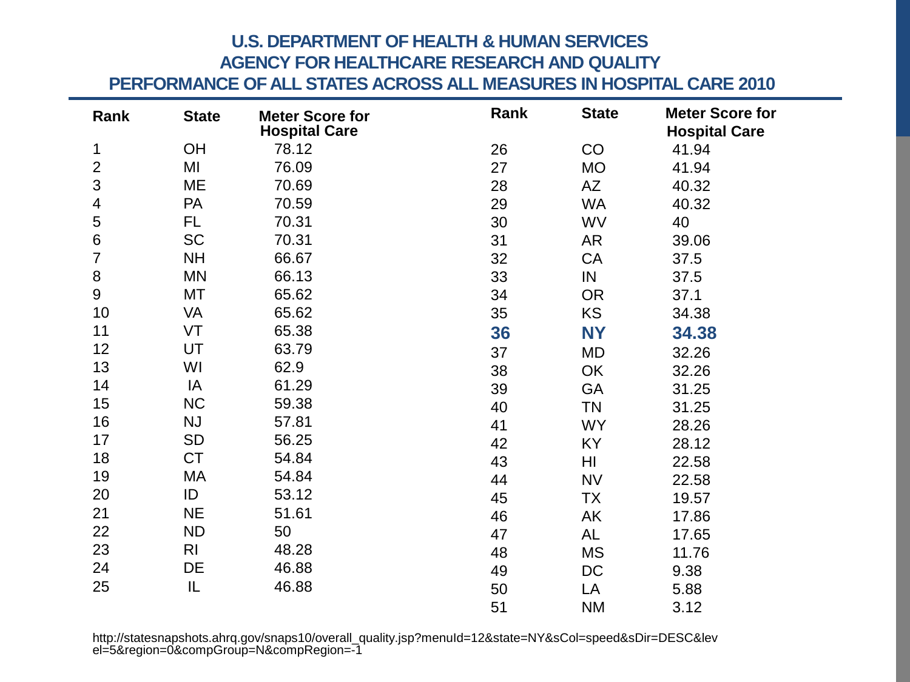## U.S. DEPARTMENT OF HEALTH & HUMAN SERVICES
## AGENCY FOR HEALTHCARE RESEARCH AND QUALITY
## PERFORMANCE OF ALL STATES ACROSS ALL MEASURES IN HOSPITAL CARE 2010

| Rank | State | Meter Score for Hospital Care |
|---|---|---|
| 1 | OH | 78.12 |
| 2 | MI | 76.09 |
| 3 | ME | 70.69 |
| 4 | PA | 70.59 |
| 5 | FL | 70.31 |
| 6 | SC | 70.31 |
| 7 | NH | 66.67 |
| 8 | MN | 66.13 |
| 9 | MT | 65.62 |
| 10 | VA | 65.62 |
| 11 | VT | 65.38 |
| 12 | UT | 63.79 |
| 13 | WI | 62.9 |
| 14 | IA | 61.29 |
| 15 | NC | 59.38 |
| 16 | NJ | 57.81 |
| 17 | SD | 56.25 |
| 18 | CT | 54.84 |
| 19 | MA | 54.84 |
| 20 | ID | 53.12 |
| 21 | NE | 51.61 |
| 22 | ND | 50 |
| 23 | RI | 48.28 |
| 24 | DE | 46.88 |
| 25 | IL | 46.88 |
| 26 | CO | 41.94 |
| 27 | MO | 41.94 |
| 28 | AZ | 40.32 |
| 29 | WA | 40.32 |
| 30 | WV | 40 |
| 31 | AR | 39.06 |
| 32 | CA | 37.5 |
| 33 | IN | 37.5 |
| 34 | OR | 37.1 |
| 35 | KS | 34.38 |
| **36** | **NY** | **34.38** |
| 37 | MD | 32.26 |
| 38 | OK | 32.26 |
| 39 | GA | 31.25 |
| 40 | TN | 31.25 |
| 41 | WY | 28.26 |
| 42 | KY | 28.12 |
| 43 | HI | 22.58 |
| 44 | NV | 22.58 |
| 45 | TX | 19.57 |
| 46 | AK | 17.86 |
| 47 | AL | 17.65 |
| 48 | MS | 11.76 |
| 49 | DC | 9.38 |
| 50 | LA | 5.88 |
| 51 | NM | 3.12 |

http://statesnapshots.ahrq.gov/snaps10/overall_quality.jsp?menuId=12&state=NY&sCol=speed&sDir=DESC&level=5&region=0&compGroup=N&compRegion=-1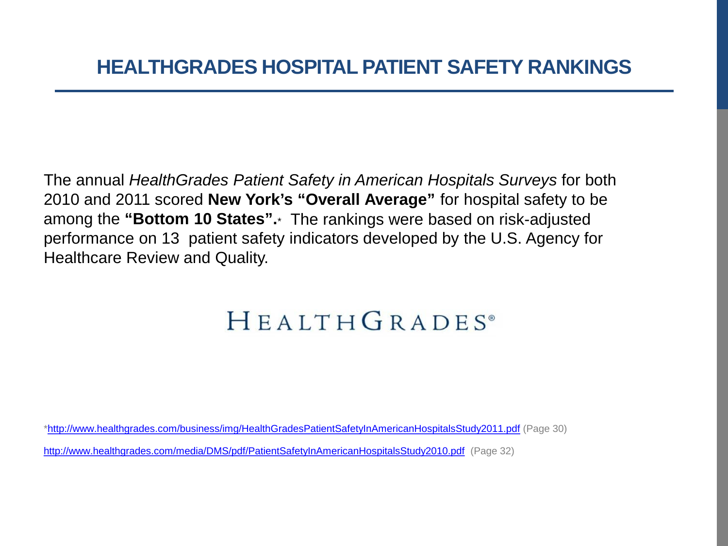# HEALTHGRADES HOSPITAL PATIENT SAFETY RANKINGS

The annual *HealthGrades Patient Safety in American Hospitals Surveys* for both 2010 and 2011 scored **New York's "Overall Average"** for hospital safety to be among the **"Bottom 10 States".*** The rankings were based on risk-adjusted performance on 13 patient safety indicators developed by the U.S. Agency for Healthcare Review and Quality.

HEALTHGRADES®

*http://www.healthgrades.com/business/img/HealthGradesPatientSafetyInAmericanHospitalsStudy2011.pdf (Page 30)

http://www.healthgrades.com/media/DMS/pdf/PatientSafetyInAmericanHospitalsStudy2010.pdf (Page 32)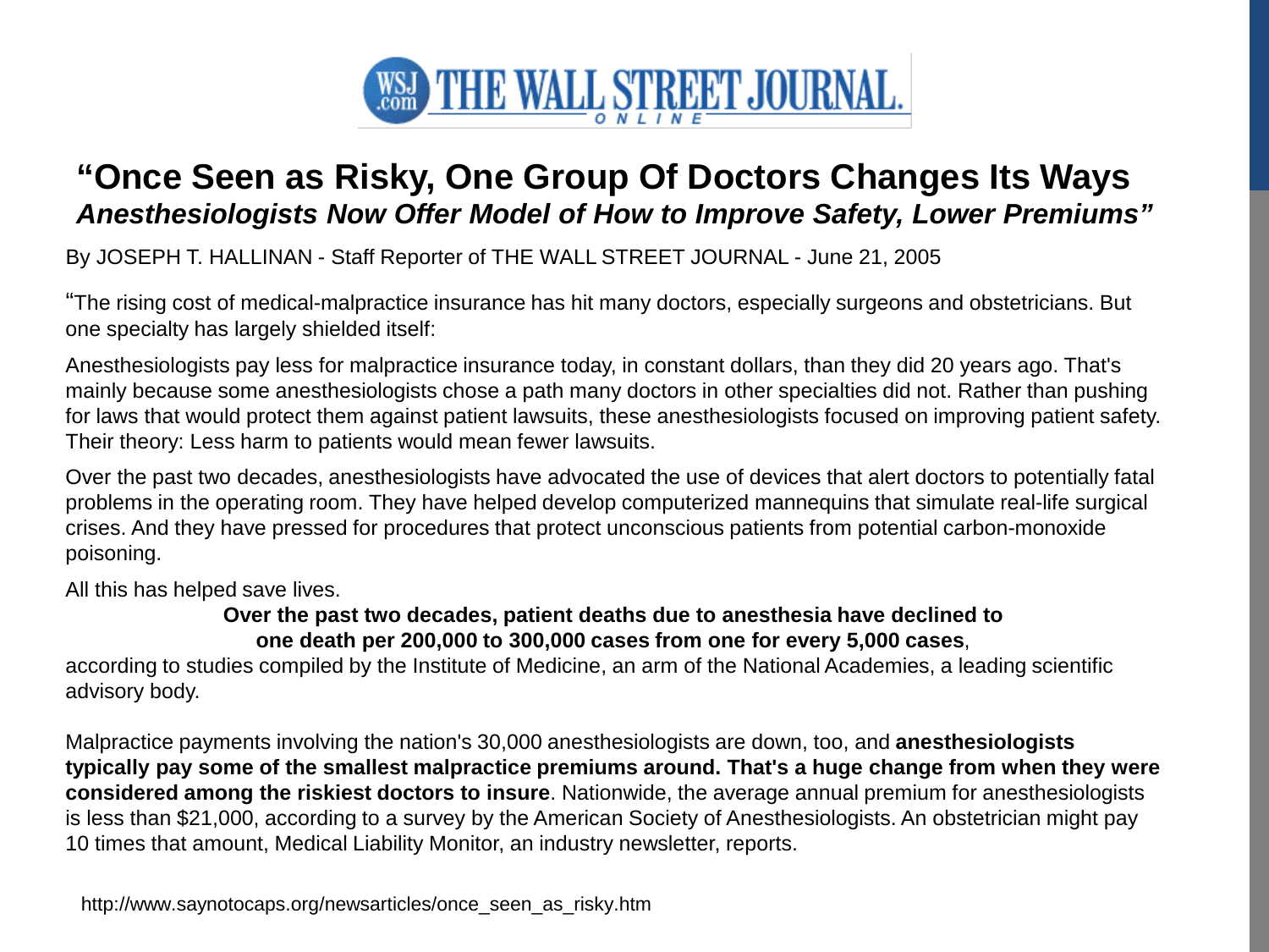THE WALL STREET JOURNAL. ONLINE

# "Once Seen as Risky, One Group Of Doctors Changes Its Ways

## *Anesthesiologists Now Offer Model of How to Improve Safety, Lower Premiums"*

By JOSEPH T. HALLINAN - Staff Reporter of THE WALL STREET JOURNAL - June 21, 2005

"The rising cost of medical-malpractice insurance has hit many doctors, especially surgeons and obstetricians. But one specialty has largely shielded itself:

Anesthesiologists pay less for malpractice insurance today, in constant dollars, than they did 20 years ago. That's mainly because some anesthesiologists chose a path many doctors in other specialties did not. Rather than pushing for laws that would protect them against patient lawsuits, these anesthesiologists focused on improving patient safety. Their theory: Less harm to patients would mean fewer lawsuits.

Over the past two decades, anesthesiologists have advocated the use of devices that alert doctors to potentially fatal problems in the operating room. They have helped develop computerized mannequins that simulate real-life surgical crises. And they have pressed for procedures that protect unconscious patients from potential carbon-monoxide poisoning.

All this has helped save lives.

**Over the past two decades, patient deaths due to anesthesia have declined to one death per 200,000 to 300,000 cases from one for every 5,000 cases**, according to studies compiled by the Institute of Medicine, an arm of the National Academies, a leading scientific advisory body.

Malpractice payments involving the nation's 30,000 anesthesiologists are down, too, and **anesthesiologists typically pay some of the smallest malpractice premiums around. That's a huge change from when they were considered among the riskiest doctors to insure**. Nationwide, the average annual premium for anesthesiologists is less than $21,000, according to a survey by the American Society of Anesthesiologists. An obstetrician might pay 10 times that amount, Medical Liability Monitor, an industry newsletter, reports.

http://www.saynotocaps.org/newsarticles/once_seen_as_risky.htm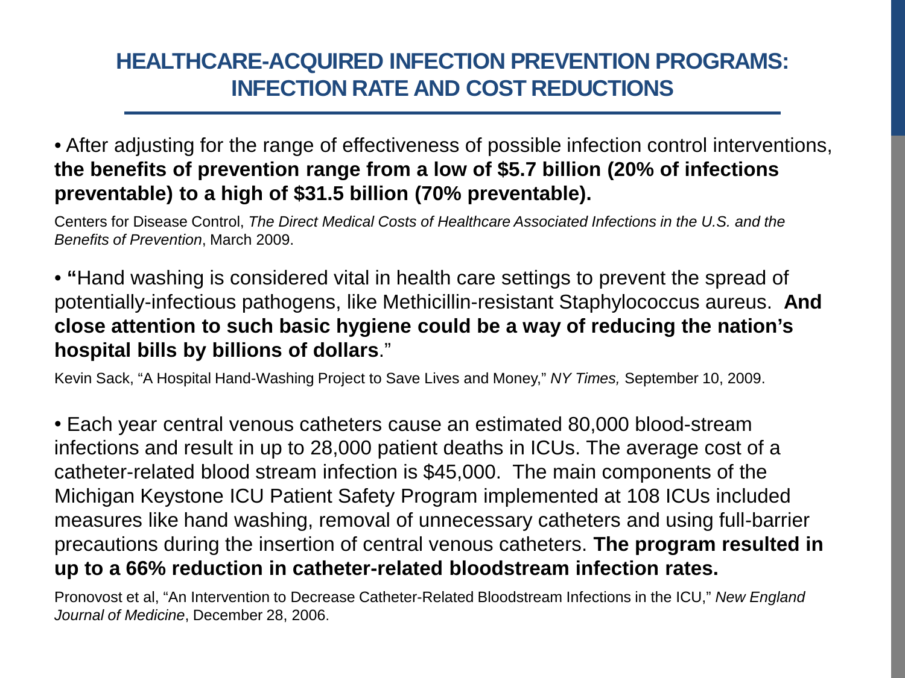# HEALTHCARE-ACQUIRED INFECTION PREVENTION PROGRAMS: INFECTION RATE AND COST REDUCTIONS

- After adjusting for the range of effectiveness of possible infection control interventions, **the benefits of prevention range from a low of $5.7 billion (20% of infections preventable) to a high of $31.5 billion (70% preventable).**

Centers for Disease Control, *The Direct Medical Costs of Healthcare Associated Infections in the U.S. and the Benefits of Prevention*, March 2009.

- **"**Hand washing is considered vital in health care settings to prevent the spread of potentially-infectious pathogens, like Methicillin-resistant Staphylococcus aureus. **And close attention to such basic hygiene could be a way of reducing the nation's hospital bills by billions of dollars**."

Kevin Sack, "A Hospital Hand-Washing Project to Save Lives and Money," *NY Times,* September 10, 2009.

- Each year central venous catheters cause an estimated 80,000 blood-stream infections and result in up to 28,000 patient deaths in ICUs. The average cost of a catheter-related blood stream infection is $45,000. The main components of the Michigan Keystone ICU Patient Safety Program implemented at 108 ICUs included measures like hand washing, removal of unnecessary catheters and using full-barrier precautions during the insertion of central venous catheters. **The program resulted in up to a 66% reduction in catheter-related bloodstream infection rates.**

Pronovost et al, "An Intervention to Decrease Catheter-Related Bloodstream Infections in the ICU," *New England Journal of Medicine*, December 28, 2006.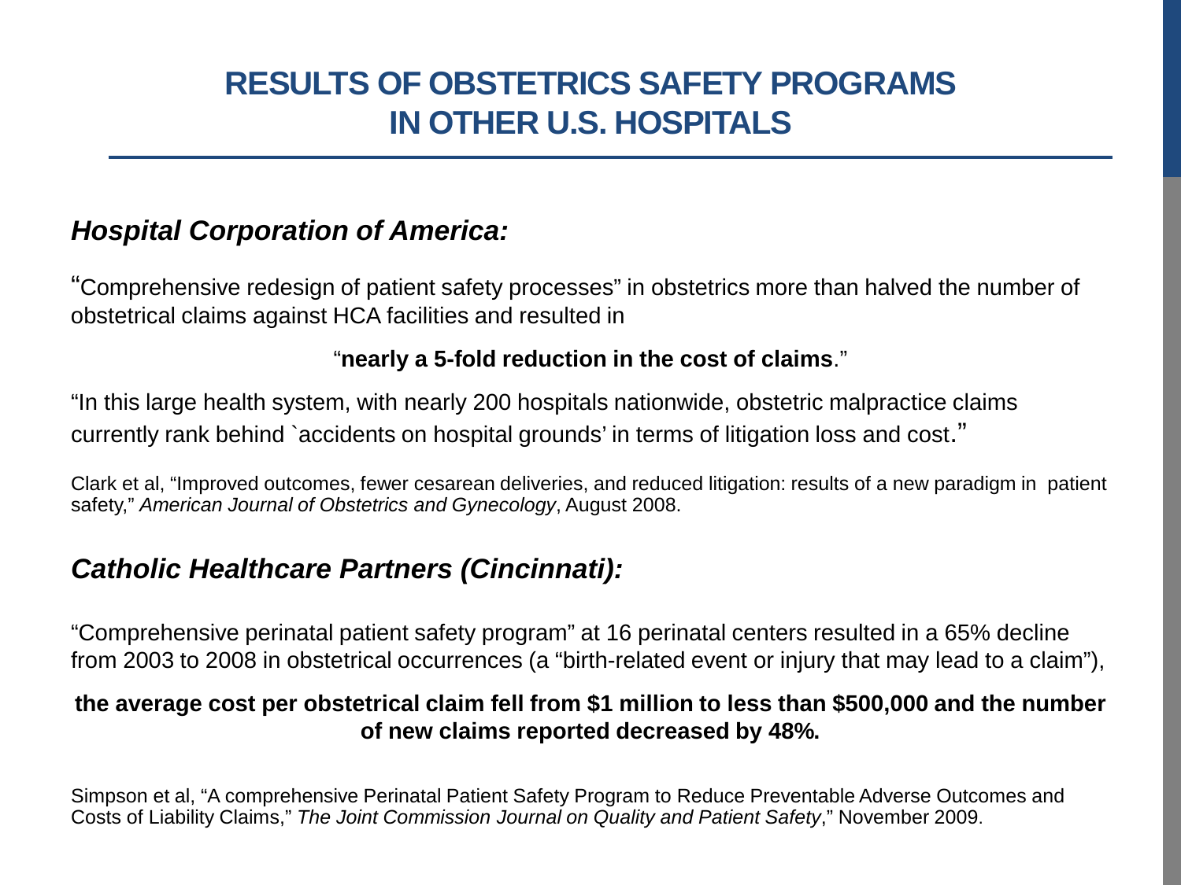# RESULTS OF OBSTETRICS SAFETY PROGRAMS IN OTHER U.S. HOSPITALS

### *Hospital Corporation of America:*

"Comprehensive redesign of patient safety processes" in obstetrics more than halved the number of obstetrical claims against HCA facilities and resulted in

"**nearly a 5-fold reduction in the cost of claims**."

"In this large health system, with nearly 200 hospitals nationwide, obstetric malpractice claims currently rank behind `accidents on hospital grounds' in terms of litigation loss and cost."

Clark et al, "Improved outcomes, fewer cesarean deliveries, and reduced litigation: results of a new paradigm in patient safety," *American Journal of Obstetrics and Gynecology*, August 2008.

### *Catholic Healthcare Partners (Cincinnati):*

"Comprehensive perinatal patient safety program" at 16 perinatal centers resulted in a 65% decline from 2003 to 2008 in obstetrical occurrences (a "birth-related event or injury that may lead to a claim"),

**the average cost per obstetrical claim fell from $1 million to less than $500,000 and the number of new claims reported decreased by 48%.**

Simpson et al, "A comprehensive Perinatal Patient Safety Program to Reduce Preventable Adverse Outcomes and Costs of Liability Claims," *The Joint Commission Journal on Quality and Patient Safety*," November 2009.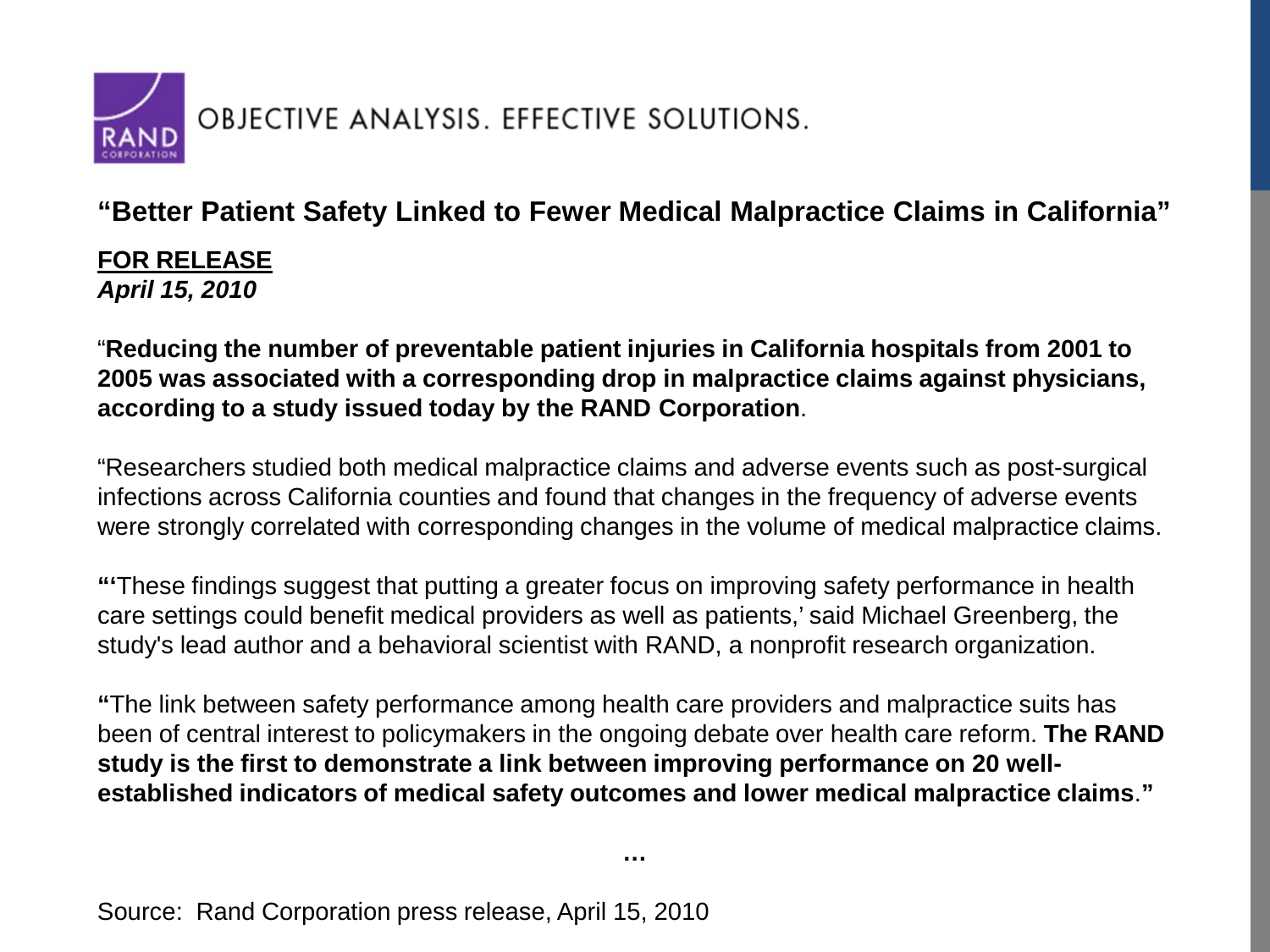RAND OBJECTIVE ANALYSIS. EFFECTIVE SOLUTIONS.

**"Better Patient Safety Linked to Fewer Medical Malpractice Claims in California"**

**FOR RELEASE**
***April 15, 2010***

"**Reducing the number of preventable patient injuries in California hospitals from 2001 to 2005 was associated with a corresponding drop in malpractice claims against physicians, according to a study issued today by the RAND Corporation**.

"Researchers studied both medical malpractice claims and adverse events such as post-surgical infections across California counties and found that changes in the frequency of adverse events were strongly correlated with corresponding changes in the volume of medical malpractice claims.

**"**'These findings suggest that putting a greater focus on improving safety performance in health care settings could benefit medical providers as well as patients,' said Michael Greenberg, the study's lead author and a behavioral scientist with RAND, a nonprofit research organization.

**"**The link between safety performance among health care providers and malpractice suits has been of central interest to policymakers in the ongoing debate over health care reform. **The RAND study is the first to demonstrate a link between improving performance on 20 well-established indicators of medical safety outcomes and lower medical malpractice claims**.**"**

**…**

Source: Rand Corporation press release, April 15, 2010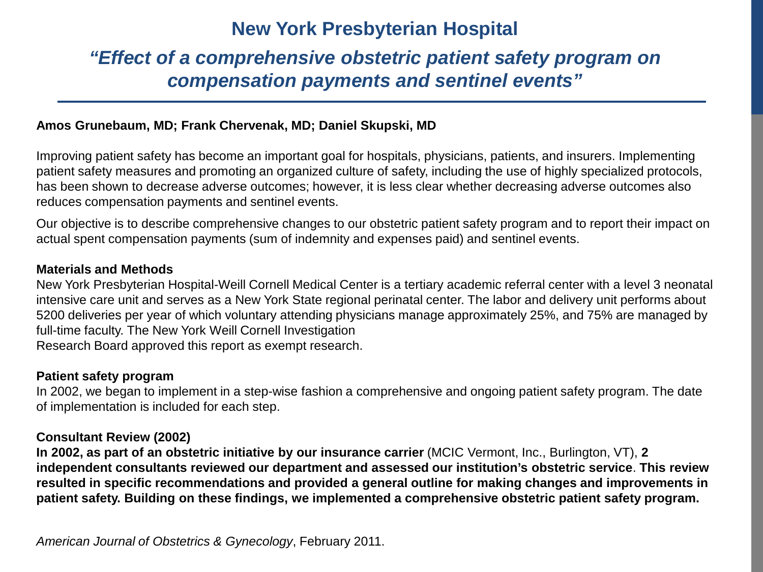# New York Presbyterian Hospital

## *"Effect of a comprehensive obstetric patient safety program on compensation payments and sentinel events"*

**Amos Grunebaum, MD; Frank Chervenak, MD; Daniel Skupski, MD**

Improving patient safety has become an important goal for hospitals, physicians, patients, and insurers. Implementing patient safety measures and promoting an organized culture of safety, including the use of highly specialized protocols, has been shown to decrease adverse outcomes; however, it is less clear whether decreasing adverse outcomes also reduces compensation payments and sentinel events.

Our objective is to describe comprehensive changes to our obstetric patient safety program and to report their impact on actual spent compensation payments (sum of indemnity and expenses paid) and sentinel events.

**Materials and Methods**

New York Presbyterian Hospital-Weill Cornell Medical Center is a tertiary academic referral center with a level 3 neonatal intensive care unit and serves as a New York State regional perinatal center. The labor and delivery unit performs about 5200 deliveries per year of which voluntary attending physicians manage approximately 25%, and 75% are managed by full-time faculty. The New York Weill Cornell Investigation Research Board approved this report as exempt research.

**Patient safety program**

In 2002, we began to implement in a step-wise fashion a comprehensive and ongoing patient safety program. The date of implementation is included for each step.

**Consultant Review (2002)**

**In 2002, as part of an obstetric initiative by our insurance carrier** (MCIC Vermont, Inc., Burlington, VT), **2 independent consultants reviewed our department and assessed our institution's obstetric service**. **This review resulted in specific recommendations and provided a general outline for making changes and improvements in patient safety. Building on these findings, we implemented a comprehensive obstetric patient safety program.**

*American Journal of Obstetrics & Gynecology*, February 2011.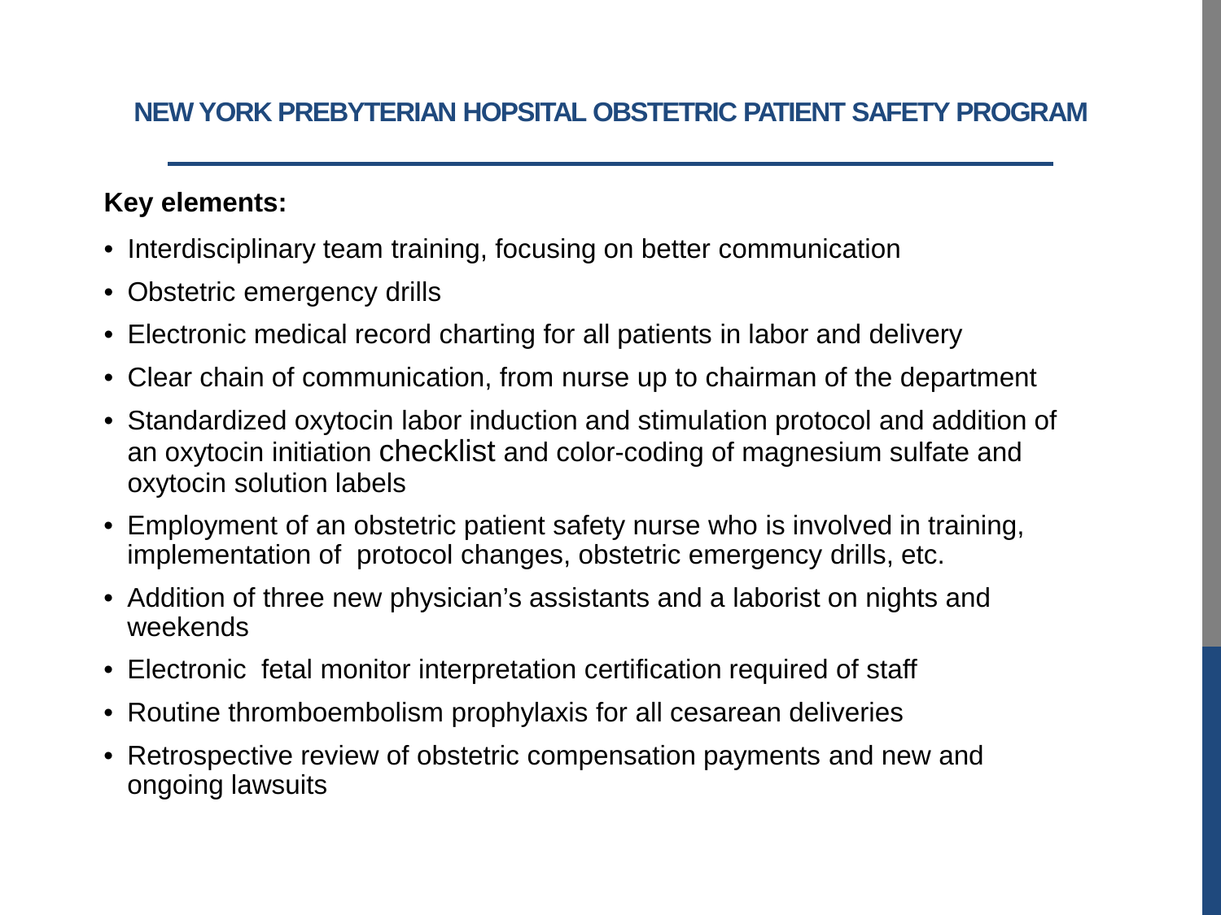## NEW YORK PREBYTERIAN HOPSITAL OBSTETRIC PATIENT SAFETY PROGRAM

**Key elements:**

- Interdisciplinary team training, focusing on better communication
- Obstetric emergency drills
- Electronic medical record charting for all patients in labor and delivery
- Clear chain of communication, from nurse up to chairman of the department
- Standardized oxytocin labor induction and stimulation protocol and addition of an oxytocin initiation checklist and color-coding of magnesium sulfate and oxytocin solution labels
- Employment of an obstetric patient safety nurse who is involved in training, implementation of protocol changes, obstetric emergency drills, etc.
- Addition of three new physician's assistants and a laborist on nights and weekends
- Electronic fetal monitor interpretation certification required of staff
- Routine thromboembolism prophylaxis for all cesarean deliveries
- Retrospective review of obstetric compensation payments and new and ongoing lawsuits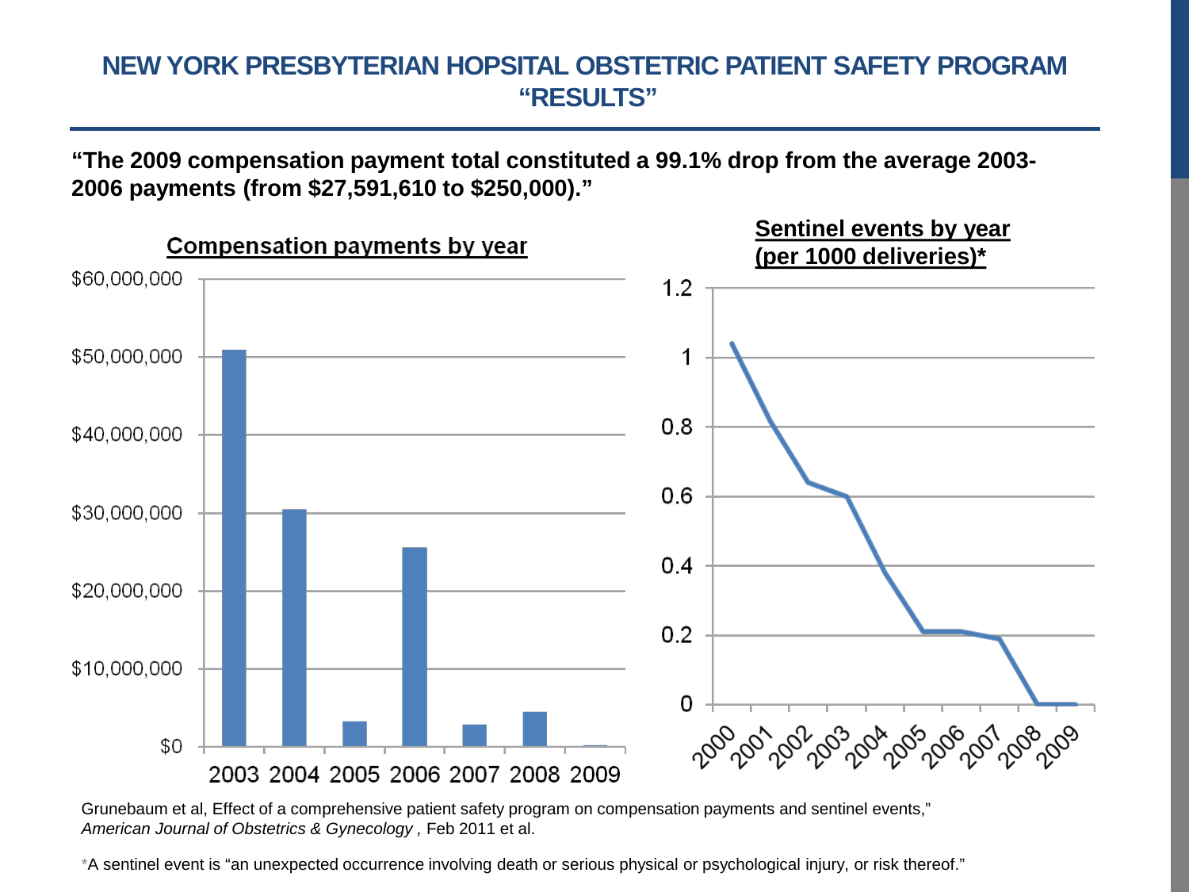# NEW YORK PRESBYTERIAN HOPSITAL OBSTETRIC PATIENT SAFETY PROGRAM "RESULTS"

**"The 2009 compensation payment total constituted a 99.1% drop from the average 2003-2006 payments (from $27,591,610 to $250,000)."**

**Compensation payments by year**

**Sentinel events by year (per 1000 deliveries)***

Grunebaum et al, Effect of a comprehensive patient safety program on compensation payments and sentinel events," *American Journal of Obstetrics & Gynecology* , Feb 2011 et al.

*A sentinel event is "an unexpected occurrence involving death or serious physical or psychological injury, or risk thereof."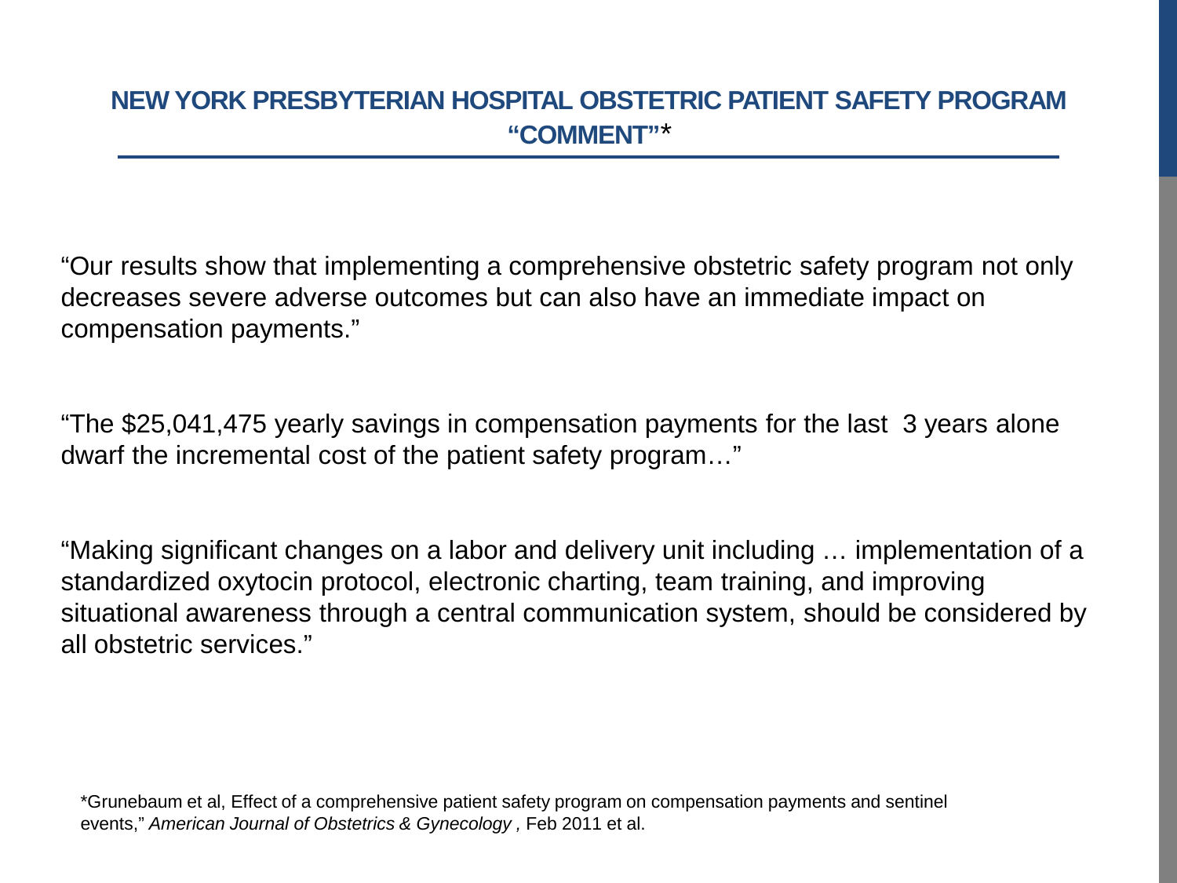## NEW YORK PRESBYTERIAN HOSPITAL OBSTETRIC PATIENT SAFETY PROGRAM "COMMENT"*

"Our results show that implementing a comprehensive obstetric safety program not only decreases severe adverse outcomes but can also have an immediate impact on compensation payments."

"The $25,041,475 yearly savings in compensation payments for the last 3 years alone dwarf the incremental cost of the patient safety program…"

"Making significant changes on a labor and delivery unit including … implementation of a standardized oxytocin protocol, electronic charting, team training, and improving situational awareness through a central communication system, should be considered by all obstetric services."

*Grunebaum et al, Effect of a comprehensive patient safety program on compensation payments and sentinel events," *American Journal of Obstetrics & Gynecology ,* Feb 2011 et al.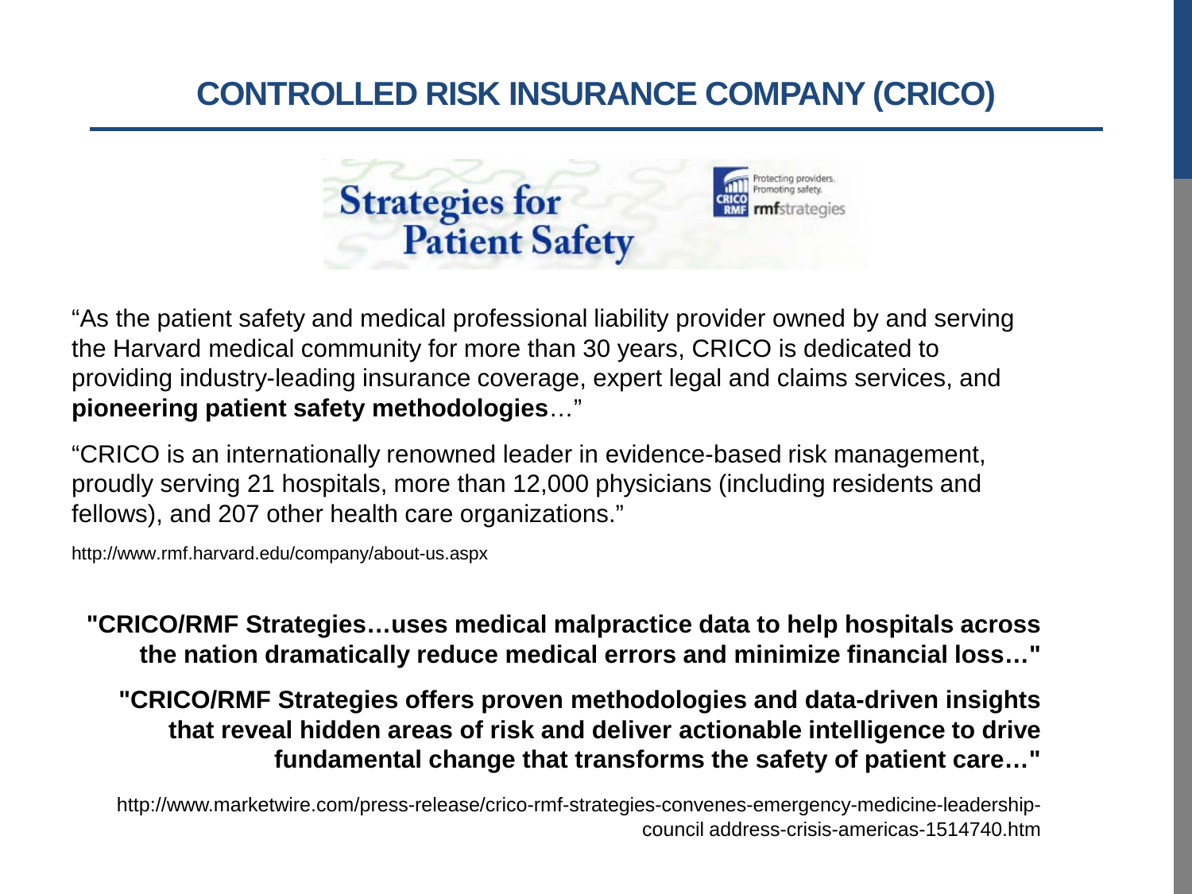# CONTROLLED RISK INSURANCE COMPANY (CRICO)

Strategies for Patient Safety

Protecting providers. Promoting safety. CRICO RMF rmfstrategies

"As the patient safety and medical professional liability provider owned by and serving the Harvard medical community for more than 30 years, CRICO is dedicated to providing industry-leading insurance coverage, expert legal and claims services, and **pioneering patient safety methodologies**…"

"CRICO is an internationally renowned leader in evidence-based risk management, proudly serving 21 hospitals, more than 12,000 physicians (including residents and fellows), and 207 other health care organizations."

http://www.rmf.harvard.edu/company/about-us.aspx

**"CRICO/RMF Strategies…uses medical malpractice data to help hospitals across the nation dramatically reduce medical errors and minimize financial loss…"**

**"CRICO/RMF Strategies offers proven methodologies and data-driven insights that reveal hidden areas of risk and deliver actionable intelligence to drive fundamental change that transforms the safety of patient care…"**

http://www.marketwire.com/press-release/crico-rmf-strategies-convenes-emergency-medicine-leadership-council address-crisis-americas-1514740.htm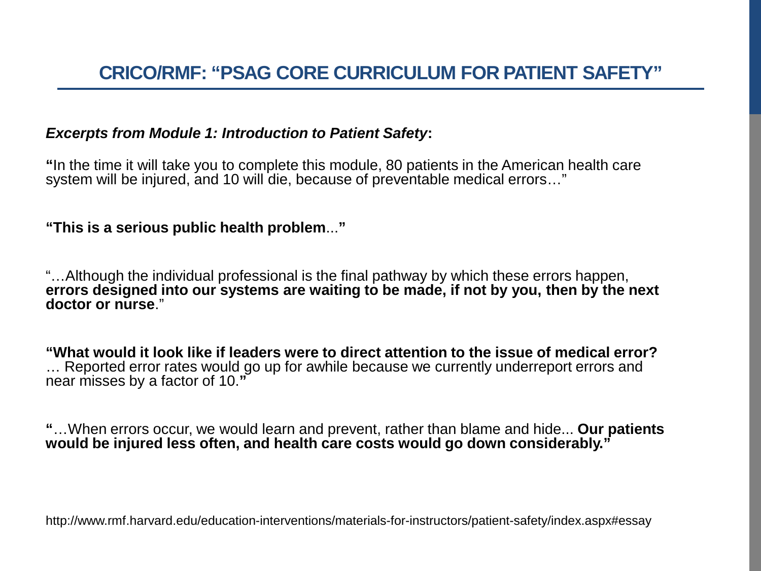## CRICO/RMF: "PSAG CORE CURRICULUM FOR PATIENT SAFETY"

***Excerpts from Module 1: Introduction to Patient Safety*:**

**"**In the time it will take you to complete this module, 80 patients in the American health care system will be injured, and 10 will die, because of preventable medical errors…"

**"This is a serious public health problem**...**"**

"…Although the individual professional is the final pathway by which these errors happen, **errors designed into our systems are waiting to be made, if not by you, then by the next doctor or nurse**."

**"What would it look like if leaders were to direct attention to the issue of medical error?** … Reported error rates would go up for awhile because we currently underreport errors and near misses by a factor of 10.**"**

**"**…When errors occur, we would learn and prevent, rather than blame and hide... **Our patients would be injured less often, and health care costs would go down considerably."**

http://www.rmf.harvard.edu/education-interventions/materials-for-instructors/patient-safety/index.aspx#essay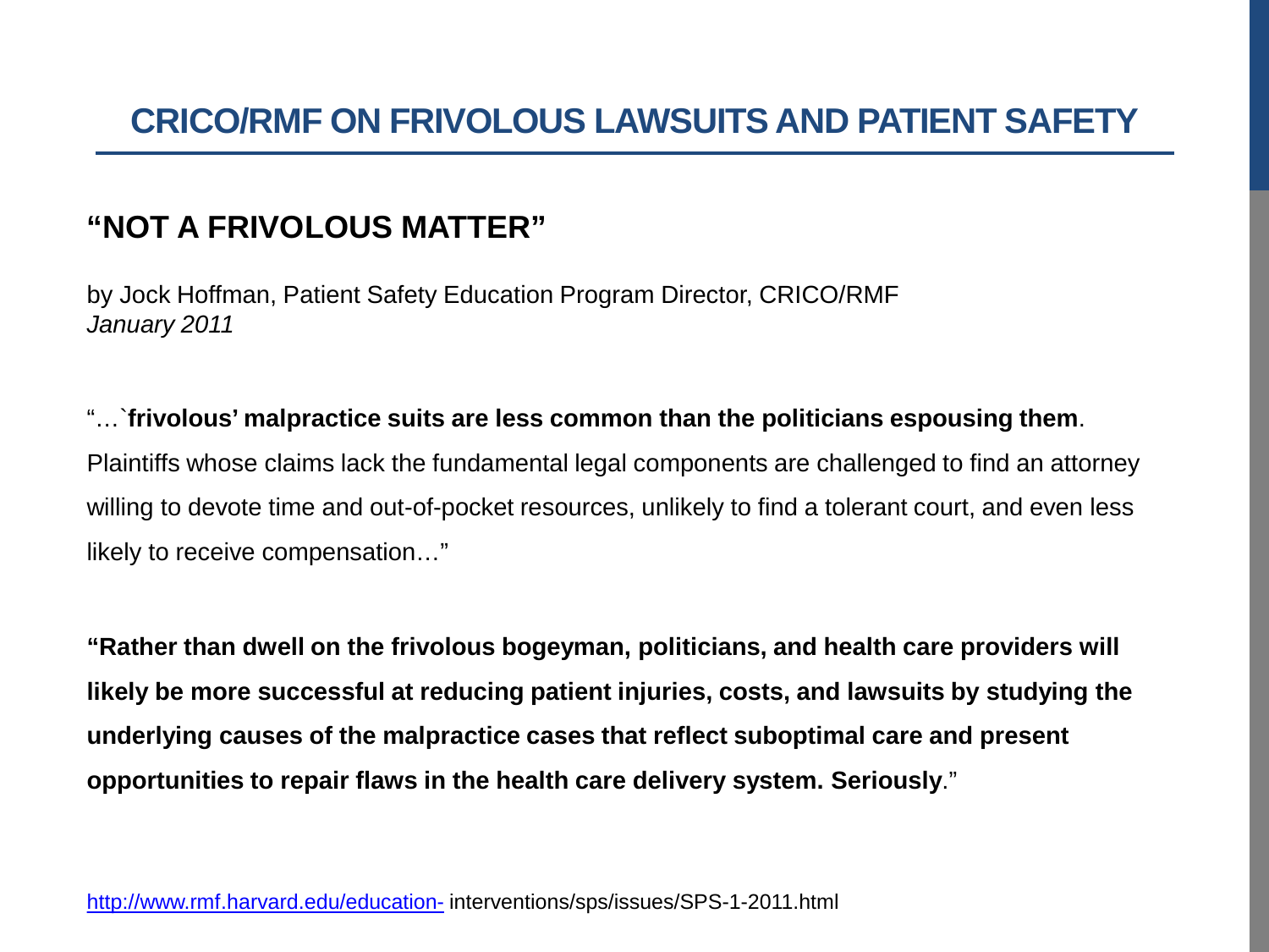# CRICO/RMF ON FRIVOLOUS LAWSUITS AND PATIENT SAFETY

## "NOT A FRIVOLOUS MATTER"

by Jock Hoffman, Patient Safety Education Program Director, CRICO/RMF
*January 2011*

"…`**frivolous' malpractice suits are less common than the politicians espousing them**. Plaintiffs whose claims lack the fundamental legal components are challenged to find an attorney willing to devote time and out-of-pocket resources, unlikely to find a tolerant court, and even less likely to receive compensation…"

**"Rather than dwell on the frivolous bogeyman, politicians, and health care providers will likely be more successful at reducing patient injuries, costs, and lawsuits by studying the underlying causes of the malpractice cases that reflect suboptimal care and present opportunities to repair flaws in the health care delivery system. Seriously**."

http://www.rmf.harvard.edu/education- interventions/sps/issues/SPS-1-2011.html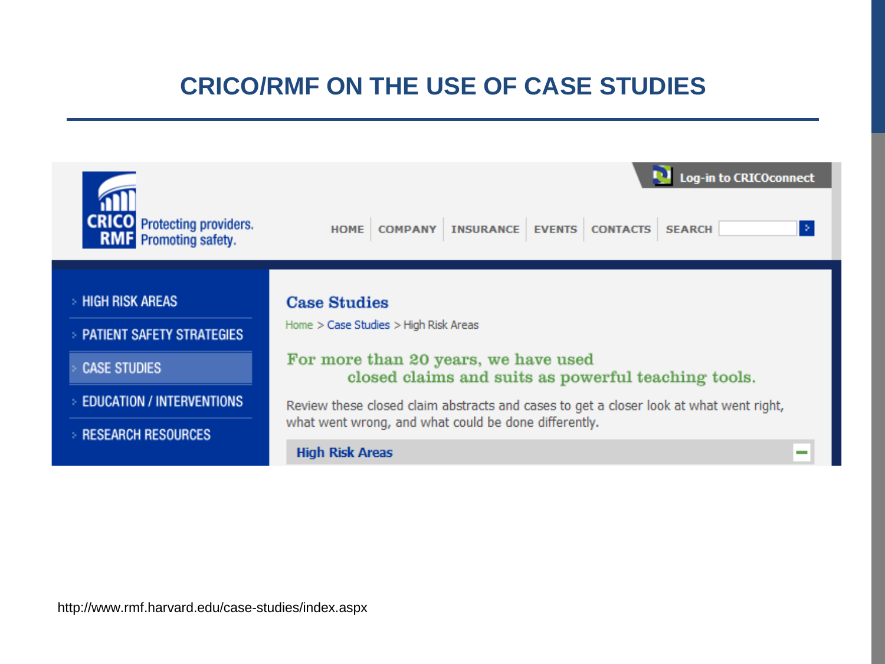# CRICO/RMF ON THE USE OF CASE STUDIES

CRICO RMF Protecting providers. Promoting safety.

Log-in to CRICOconnect

HOME | COMPANY | INSURANCE | EVENTS | CONTACTS | SEARCH

- HIGH RISK AREAS
- PATIENT SAFETY STRATEGIES
- CASE STUDIES
- EDUCATION / INTERVENTIONS
- RESEARCH RESOURCES

## Case Studies

Home > Case Studies > High Risk Areas

For more than 20 years, we have used closed claims and suits as powerful teaching tools.

Review these closed claim abstracts and cases to get a closer look at what went right, what went wrong, and what could be done differently.

**High Risk Areas**

http://www.rmf.harvard.edu/case-studies/index.aspx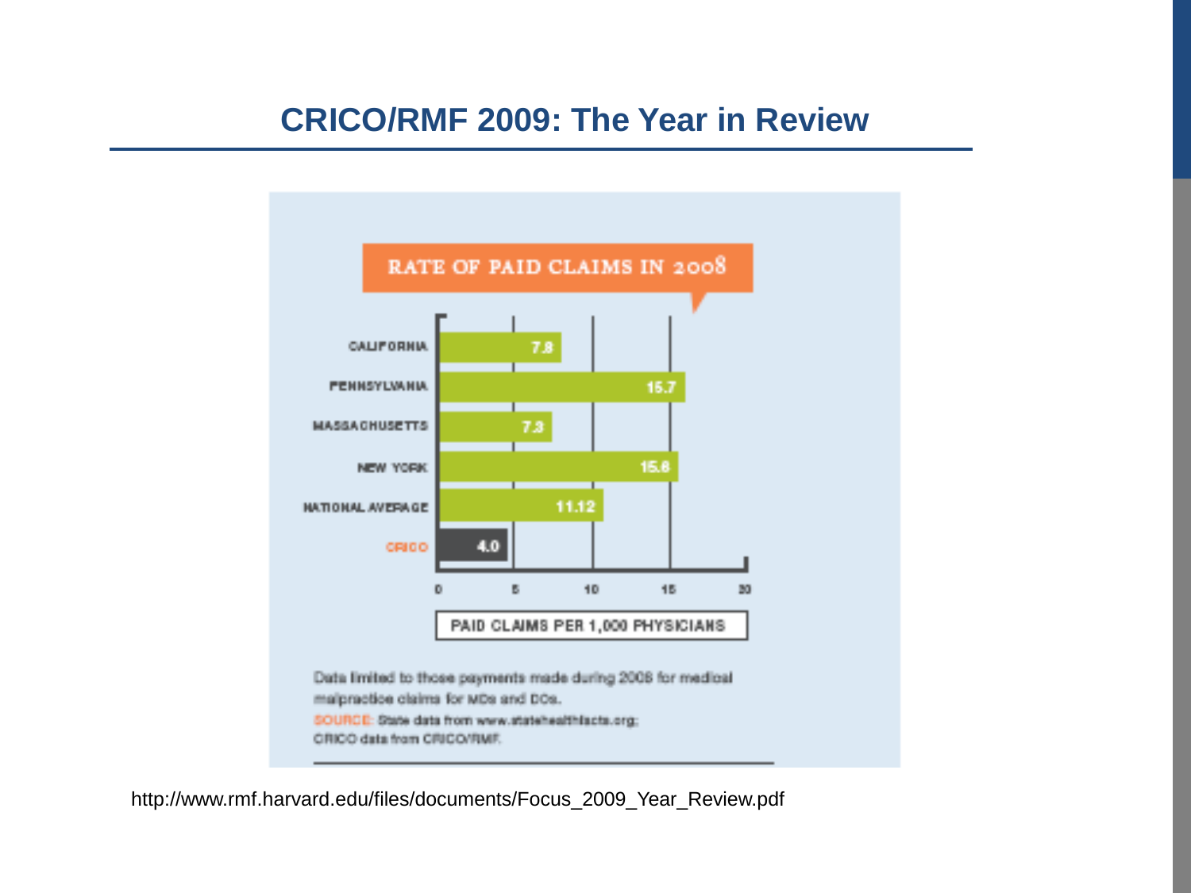# CRICO/RMF 2009: The Year in Review

**RATE OF PAID CLAIMS IN 2008**

| | PAID CLAIMS PER 1,000 PHYSICIANS |
|---|---|
| CALIFORNIA | 7.8 |
| PENNSYLVANIA | 15.7 |
| MASSACHUSETTS | 7.3 |
| NEW YORK | 15.6 |
| NATIONAL AVERAGE | 11.12 |
| CRICO | 4.0 |

Data limited to those payments made during 2008 for medical malpractice claims for MDs and DOs.

SOURCE: State data from www.statehealthfacts.org; CRICO data from CRICO/RMF.

http://www.rmf.harvard.edu/files/documents/Focus_2009_Year_Review.pdf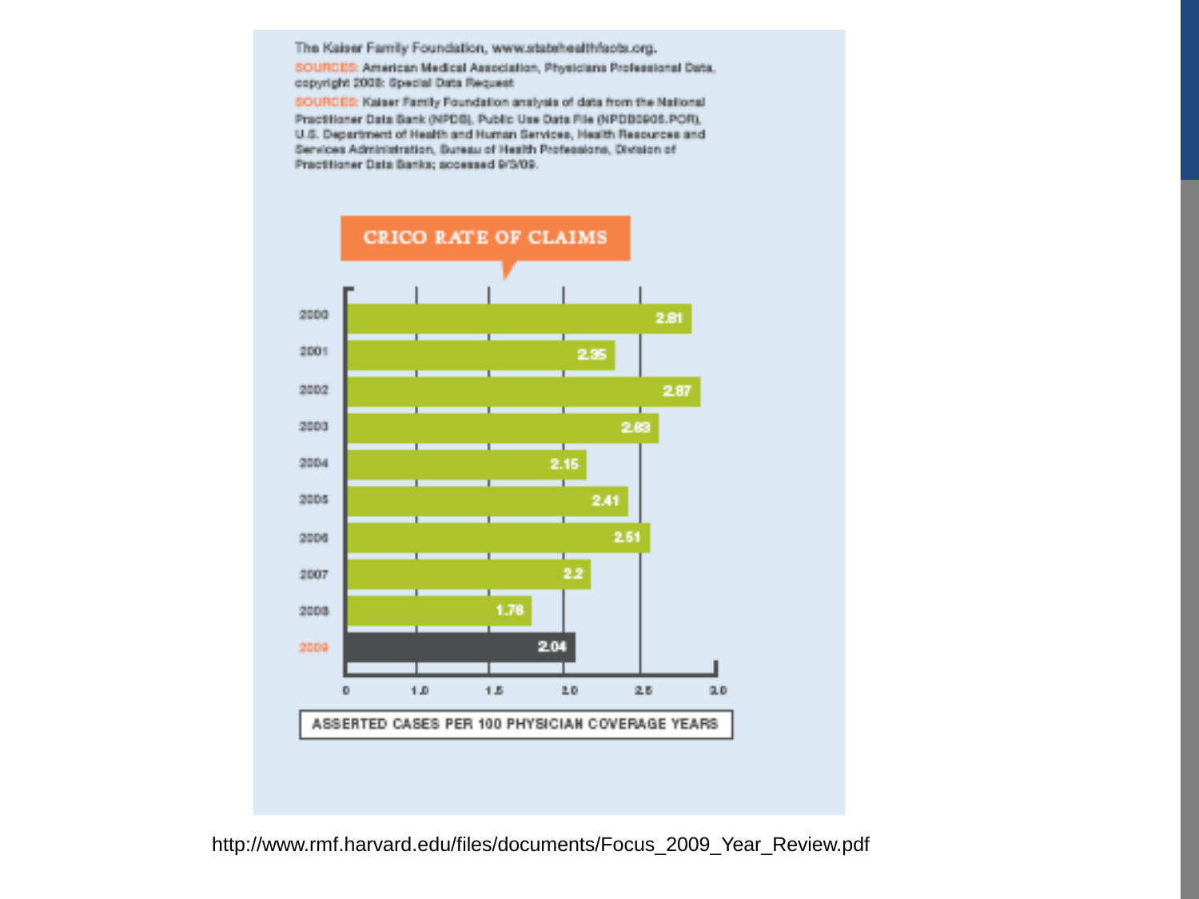The Kaiser Family Foundation, www.statehealthfacts.org.

SOURCES: American Medical Association, Physicians Professional Data, copyright 2008: Special Data Request

SOURCES: Kaiser Family Foundation analysis of data from the National Practitioner Data Bank (NPDB), Public Use Data File (NPDB0906.POR), U.S. Department of Health and Human Services, Health Resources and Services Administration, Bureau of Health Professions, Division of Practitioner Data Banks; accessed 9/3/09.

## CRICO RATE OF CLAIMS

| Year | Asserted cases per 100 physician coverage years |
| --- | --- |
| 2000 | 2.81 |
| 2001 | 2.35 |
| 2002 | 2.87 |
| 2003 | 2.63 |
| 2004 | 2.15 |
| 2005 | 2.41 |
| 2006 | 2.51 |
| 2007 | 2.2 |
| 2008 | 1.78 |
| 2009 | 2.04 |

ASSERTED CASES PER 100 PHYSICIAN COVERAGE YEARS

http://www.rmf.harvard.edu/files/documents/Focus_2009_Year_Review.pdf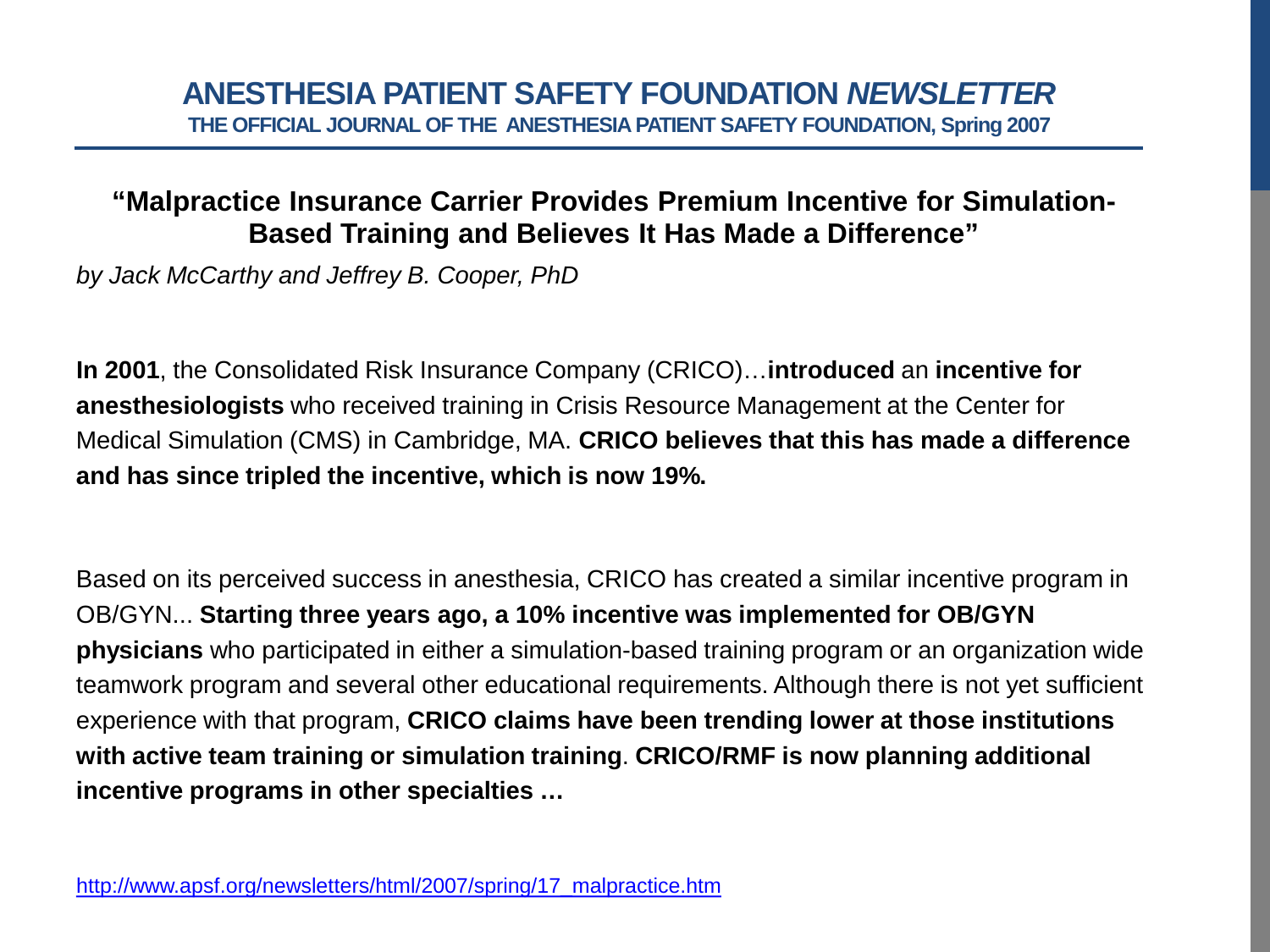# ANESTHESIA PATIENT SAFETY FOUNDATION *NEWSLETTER*

**THE OFFICIAL JOURNAL OF THE ANESTHESIA PATIENT SAFETY FOUNDATION, Spring 2007**

## "Malpractice Insurance Carrier Provides Premium Incentive for Simulation-Based Training and Believes It Has Made a Difference"

*by Jack McCarthy and Jeffrey B. Cooper, PhD*

**In 2001**, the Consolidated Risk Insurance Company (CRICO)…**introduced** an **incentive for anesthesiologists** who received training in Crisis Resource Management at the Center for Medical Simulation (CMS) in Cambridge, MA. **CRICO believes that this has made a difference and has since tripled the incentive, which is now 19%.**

Based on its perceived success in anesthesia, CRICO has created a similar incentive program in OB/GYN... **Starting three years ago, a 10% incentive was implemented for OB/GYN physicians** who participated in either a simulation-based training program or an organization wide teamwork program and several other educational requirements. Although there is not yet sufficient experience with that program, **CRICO claims have been trending lower at those institutions with active team training or simulation training**. **CRICO/RMF is now planning additional incentive programs in other specialties …**

http://www.apsf.org/newsletters/html/2007/spring/17_malpractice.htm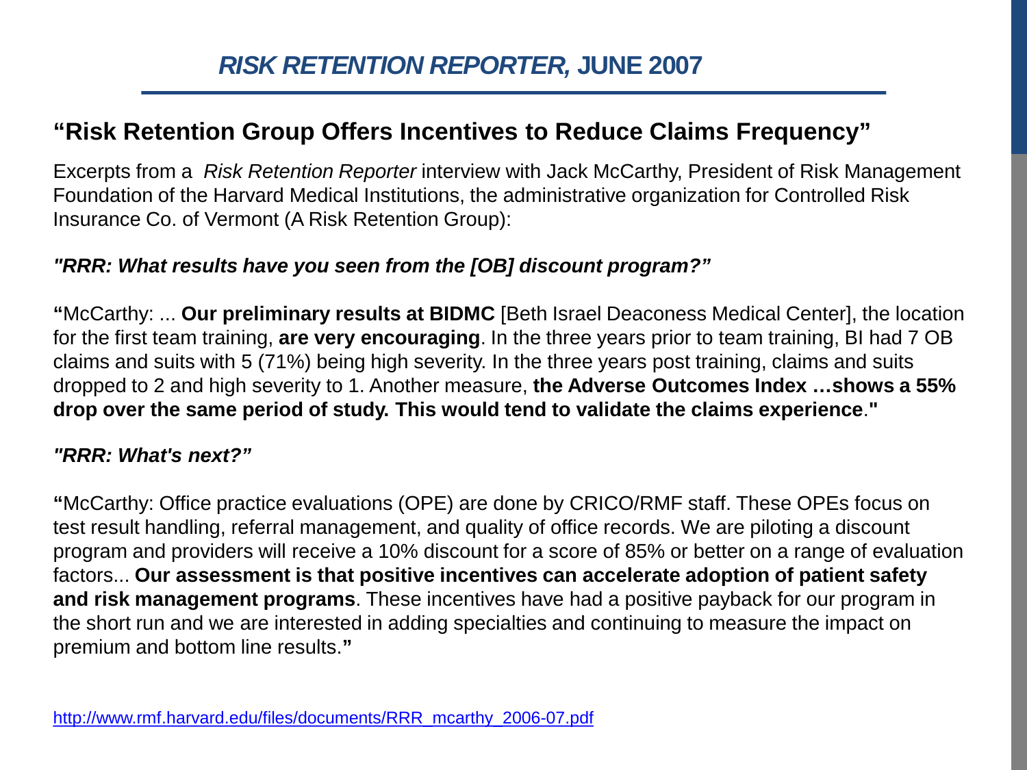# *RISK RETENTION REPORTER,* JUNE 2007

## "Risk Retention Group Offers Incentives to Reduce Claims Frequency"

Excerpts from a *Risk Retention Reporter* interview with Jack McCarthy, President of Risk Management Foundation of the Harvard Medical Institutions, the administrative organization for Controlled Risk Insurance Co. of Vermont (A Risk Retention Group):

***"RRR: What results have you seen from the [OB] discount program?"***

**"**McCarthy: ... **Our preliminary results at BIDMC** [Beth Israel Deaconess Medical Center], the location for the first team training, **are very encouraging**. In the three years prior to team training, BI had 7 OB claims and suits with 5 (71%) being high severity. In the three years post training, claims and suits dropped to 2 and high severity to 1. Another measure, **the Adverse Outcomes Index …shows a 55% drop over the same period of study. This would tend to validate the claims experience**.**"**

***"RRR: What's next?"***

**"**McCarthy: Office practice evaluations (OPE) are done by CRICO/RMF staff. These OPEs focus on test result handling, referral management, and quality of office records. We are piloting a discount program and providers will receive a 10% discount for a score of 85% or better on a range of evaluation factors... **Our assessment is that positive incentives can accelerate adoption of patient safety and risk management programs**. These incentives have had a positive payback for our program in the short run and we are interested in adding specialties and continuing to measure the impact on premium and bottom line results.**"**

http://www.rmf.harvard.edu/files/documents/RRR_mcarthy_2006-07.pdf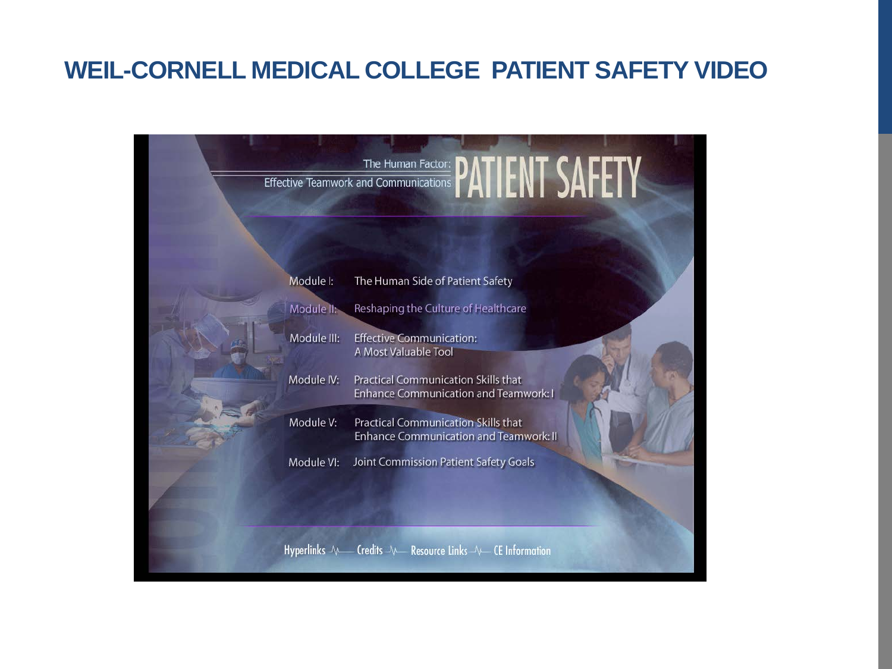# WEIL-CORNELL MEDICAL COLLEGE PATIENT SAFETY VIDEO

The Human Factor: Effective Teamwork and Communications PATIENT SAFETY

Module I: The Human Side of Patient Safety

Module II: Reshaping the Culture of Healthcare

Module III: Effective Communication: A Most Valuable Tool

Module IV: Practical Communication Skills that Enhance Communication and Teamwork: I

Module V: Practical Communication Skills that Enhance Communication and Teamwork: II

Module VI: Joint Commission Patient Safety Goals

Hyperlinks — Credits — Resource Links — CE Information